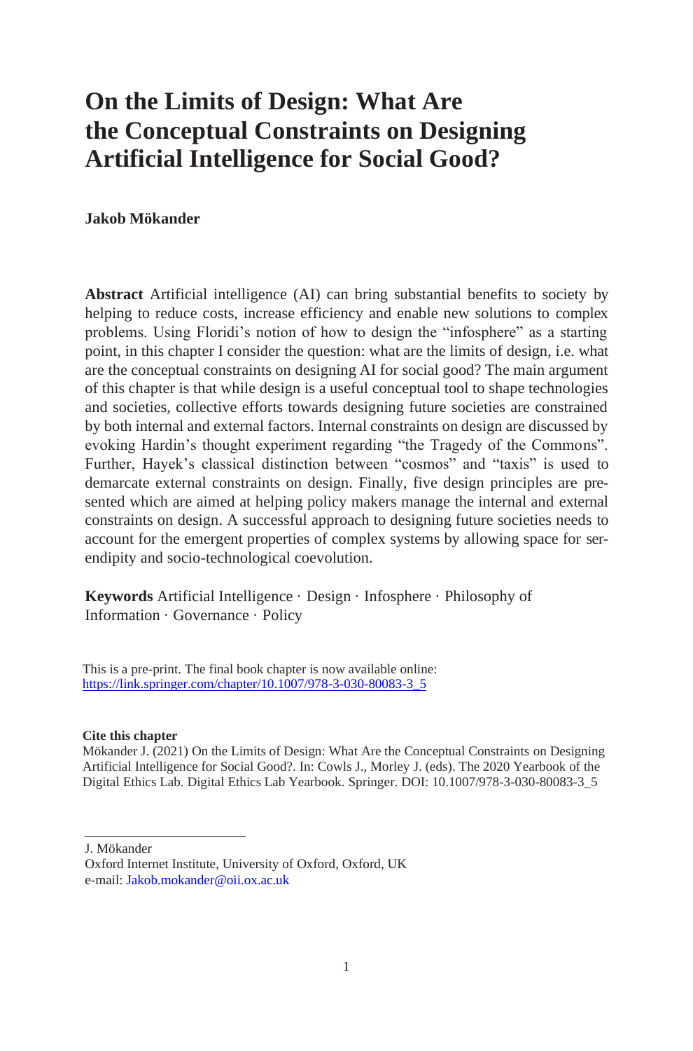# On the Limits of Design: What Are the Conceptual Constraints on Designing Artificial Intelligence for Social Good?

**Jakob Mökander**

**Abstract** Artificial intelligence (AI) can bring substantial benefits to society by helping to reduce costs, increase efficiency and enable new solutions to complex problems. Using Floridi's notion of how to design the "infosphere" as a starting point, in this chapter I consider the question: what are the limits of design, i.e. what are the conceptual constraints on designing AI for social good? The main argument of this chapter is that while design is a useful conceptual tool to shape technologies and societies, collective efforts towards designing future societies are constrained by both internal and external factors. Internal constraints on design are discussed by evoking Hardin's thought experiment regarding "the Tragedy of the Commons". Further, Hayek's classical distinction between "cosmos" and "taxis" is used to demarcate external constraints on design. Finally, five design principles are presented which are aimed at helping policy makers manage the internal and external constraints on design. A successful approach to designing future societies needs to account for the emergent properties of complex systems by allowing space for serendipity and socio-technological coevolution.

**Keywords** Artificial Intelligence · Design · Infosphere · Philosophy of Information · Governance · Policy

This is a pre-print. The final book chapter is now available online: https://link.springer.com/chapter/10.1007/978-3-030-80083-3_5

**Cite this chapter**

Mökander J. (2021) On the Limits of Design: What Are the Conceptual Constraints on Designing Artificial Intelligence for Social Good?. In: Cowls J., Morley J. (eds). The 2020 Yearbook of the Digital Ethics Lab. Digital Ethics Lab Yearbook. Springer. DOI: 10.1007/978-3-030-80083-3_5

---

J. Mökander
Oxford Internet Institute, University of Oxford, Oxford, UK
e-mail: Jakob.mokander@oii.ox.ac.uk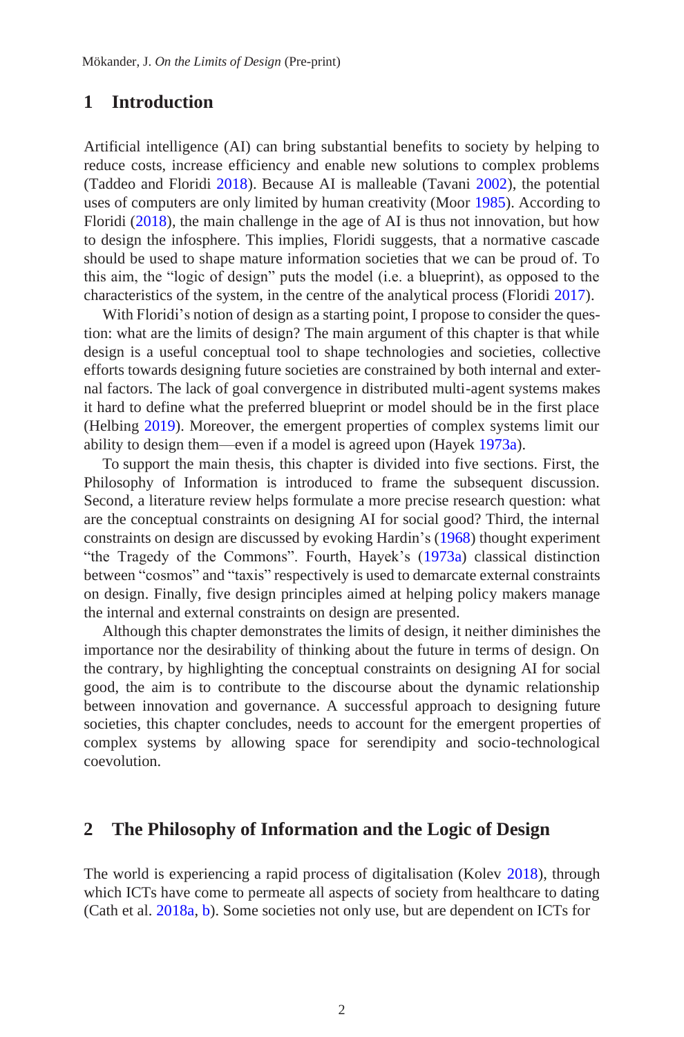## 1 Introduction

Artificial intelligence (AI) can bring substantial benefits to society by helping to reduce costs, increase efficiency and enable new solutions to complex problems (Taddeo and Floridi 2018). Because AI is malleable (Tavani 2002), the potential uses of computers are only limited by human creativity (Moor 1985). According to Floridi (2018), the main challenge in the age of AI is thus not innovation, but how to design the infosphere. This implies, Floridi suggests, that a normative cascade should be used to shape mature information societies that we can be proud of. To this aim, the "logic of design" puts the model (i.e. a blueprint), as opposed to the characteristics of the system, in the centre of the analytical process (Floridi 2017).

With Floridi's notion of design as a starting point, I propose to consider the question: what are the limits of design? The main argument of this chapter is that while design is a useful conceptual tool to shape technologies and societies, collective efforts towards designing future societies are constrained by both internal and external factors. The lack of goal convergence in distributed multi-agent systems makes it hard to define what the preferred blueprint or model should be in the first place (Helbing 2019). Moreover, the emergent properties of complex systems limit our ability to design them—even if a model is agreed upon (Hayek 1973a).

To support the main thesis, this chapter is divided into five sections. First, the Philosophy of Information is introduced to frame the subsequent discussion. Second, a literature review helps formulate a more precise research question: what are the conceptual constraints on designing AI for social good? Third, the internal constraints on design are discussed by evoking Hardin's (1968) thought experiment "the Tragedy of the Commons". Fourth, Hayek's (1973a) classical distinction between "cosmos" and "taxis" respectively is used to demarcate external constraints on design. Finally, five design principles aimed at helping policy makers manage the internal and external constraints on design are presented.

Although this chapter demonstrates the limits of design, it neither diminishes the importance nor the desirability of thinking about the future in terms of design. On the contrary, by highlighting the conceptual constraints on designing AI for social good, the aim is to contribute to the discourse about the dynamic relationship between innovation and governance. A successful approach to designing future societies, this chapter concludes, needs to account for the emergent properties of complex systems by allowing space for serendipity and socio-technological coevolution.

## 2 The Philosophy of Information and the Logic of Design

The world is experiencing a rapid process of digitalisation (Kolev 2018), through which ICTs have come to permeate all aspects of society from healthcare to dating (Cath et al. 2018a, b). Some societies not only use, but are dependent on ICTs for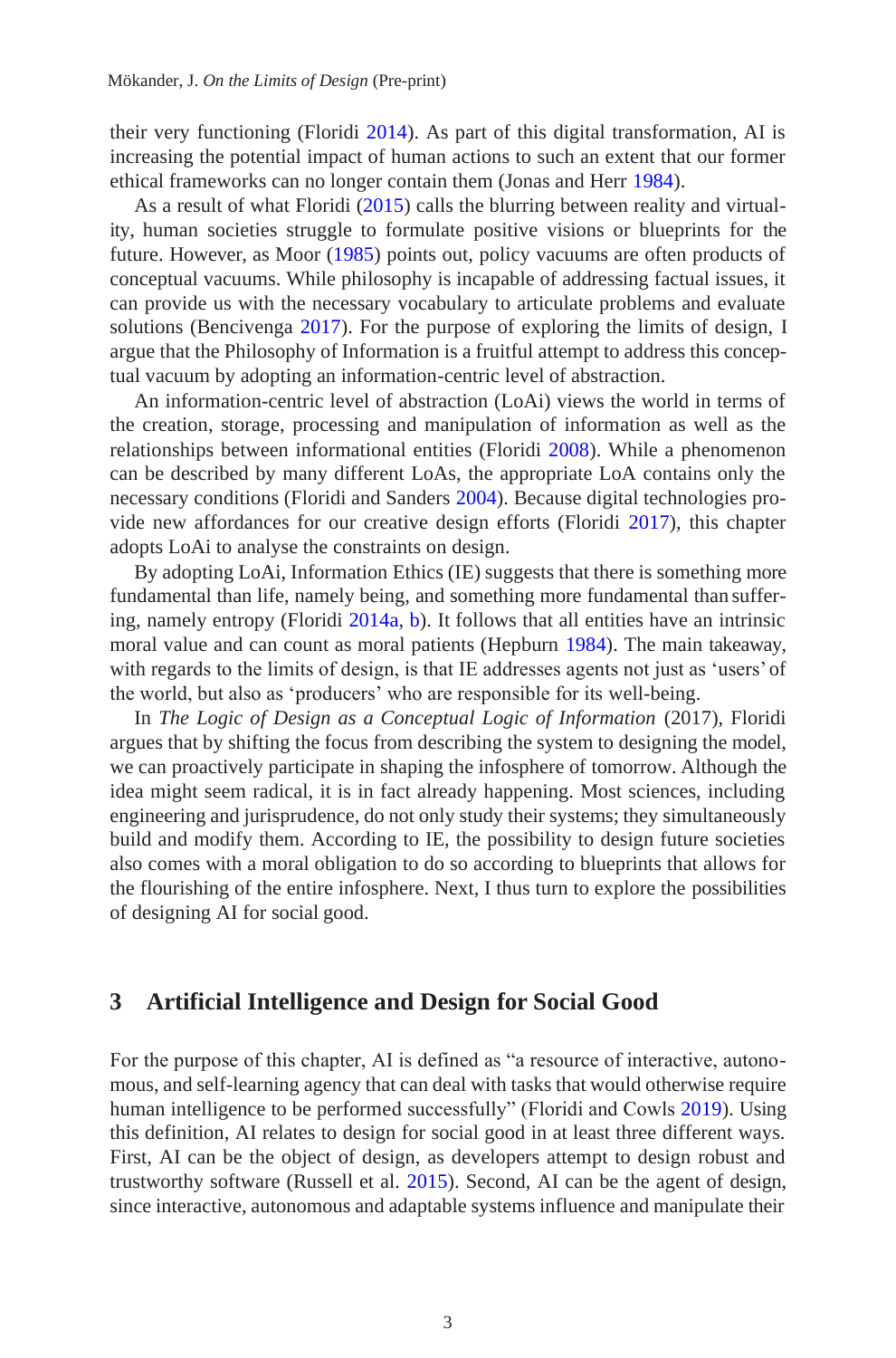their very functioning (Floridi 2014). As part of this digital transformation, AI is increasing the potential impact of human actions to such an extent that our former ethical frameworks can no longer contain them (Jonas and Herr 1984).

As a result of what Floridi (2015) calls the blurring between reality and virtuality, human societies struggle to formulate positive visions or blueprints for the future. However, as Moor (1985) points out, policy vacuums are often products of conceptual vacuums. While philosophy is incapable of addressing factual issues, it can provide us with the necessary vocabulary to articulate problems and evaluate solutions (Bencivenga 2017). For the purpose of exploring the limits of design, I argue that the Philosophy of Information is a fruitful attempt to address this conceptual vacuum by adopting an information-centric level of abstraction.

An information-centric level of abstraction (LoAi) views the world in terms of the creation, storage, processing and manipulation of information as well as the relationships between informational entities (Floridi 2008). While a phenomenon can be described by many different LoAs, the appropriate LoA contains only the necessary conditions (Floridi and Sanders 2004). Because digital technologies provide new affordances for our creative design efforts (Floridi 2017), this chapter adopts LoAi to analyse the constraints on design.

By adopting LoAi, Information Ethics (IE) suggests that there is something more fundamental than life, namely being, and something more fundamental than suffering, namely entropy (Floridi 2014a, b). It follows that all entities have an intrinsic moral value and can count as moral patients (Hepburn 1984). The main takeaway, with regards to the limits of design, is that IE addresses agents not just as 'users' of the world, but also as 'producers' who are responsible for its well-being.

In *The Logic of Design as a Conceptual Logic of Information* (2017), Floridi argues that by shifting the focus from describing the system to designing the model, we can proactively participate in shaping the infosphere of tomorrow. Although the idea might seem radical, it is in fact already happening. Most sciences, including engineering and jurisprudence, do not only study their systems; they simultaneously build and modify them. According to IE, the possibility to design future societies also comes with a moral obligation to do so according to blueprints that allows for the flourishing of the entire infosphere. Next, I thus turn to explore the possibilities of designing AI for social good.

## 3 Artificial Intelligence and Design for Social Good

For the purpose of this chapter, AI is defined as "a resource of interactive, autonomous, and self-learning agency that can deal with tasks that would otherwise require human intelligence to be performed successfully" (Floridi and Cowls 2019). Using this definition, AI relates to design for social good in at least three different ways. First, AI can be the object of design, as developers attempt to design robust and trustworthy software (Russell et al. 2015). Second, AI can be the agent of design, since interactive, autonomous and adaptable systems influence and manipulate their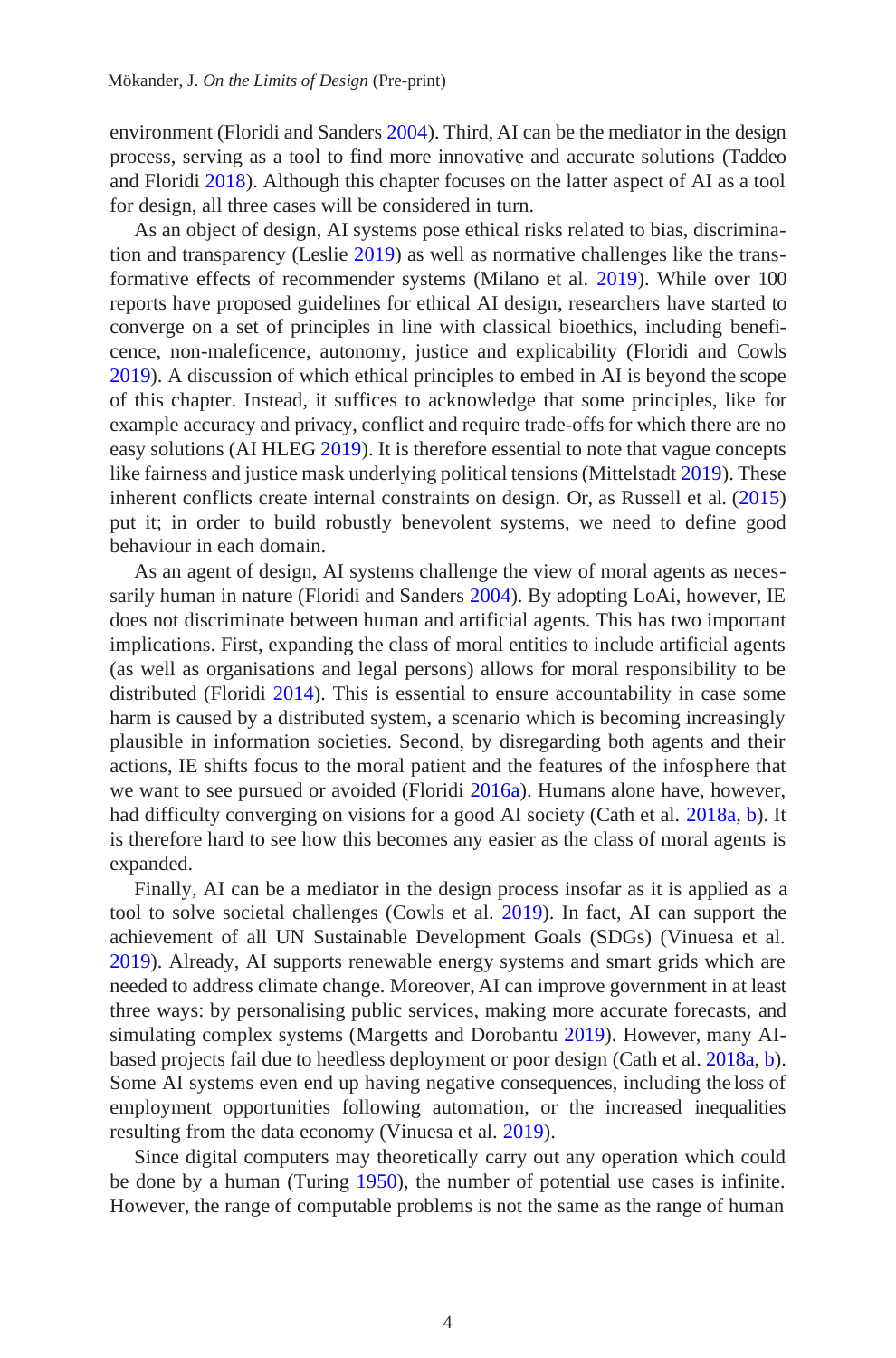environment (Floridi and Sanders 2004). Third, AI can be the mediator in the design process, serving as a tool to find more innovative and accurate solutions (Taddeo and Floridi 2018). Although this chapter focuses on the latter aspect of AI as a tool for design, all three cases will be considered in turn.

As an object of design, AI systems pose ethical risks related to bias, discrimination and transparency (Leslie 2019) as well as normative challenges like the transformative effects of recommender systems (Milano et al. 2019). While over 100 reports have proposed guidelines for ethical AI design, researchers have started to converge on a set of principles in line with classical bioethics, including beneficence, non-maleficence, autonomy, justice and explicability (Floridi and Cowls 2019). A discussion of which ethical principles to embed in AI is beyond the scope of this chapter. Instead, it suffices to acknowledge that some principles, like for example accuracy and privacy, conflict and require trade-offs for which there are no easy solutions (AI HLEG 2019). It is therefore essential to note that vague concepts like fairness and justice mask underlying political tensions (Mittelstadt 2019). These inherent conflicts create internal constraints on design. Or, as Russell et al. (2015) put it; in order to build robustly benevolent systems, we need to define good behaviour in each domain.

As an agent of design, AI systems challenge the view of moral agents as necessarily human in nature (Floridi and Sanders 2004). By adopting LoAi, however, IE does not discriminate between human and artificial agents. This has two important implications. First, expanding the class of moral entities to include artificial agents (as well as organisations and legal persons) allows for moral responsibility to be distributed (Floridi 2014). This is essential to ensure accountability in case some harm is caused by a distributed system, a scenario which is becoming increasingly plausible in information societies. Second, by disregarding both agents and their actions, IE shifts focus to the moral patient and the features of the infosphere that we want to see pursued or avoided (Floridi 2016a). Humans alone have, however, had difficulty converging on visions for a good AI society (Cath et al. 2018a, b). It is therefore hard to see how this becomes any easier as the class of moral agents is expanded.

Finally, AI can be a mediator in the design process insofar as it is applied as a tool to solve societal challenges (Cowls et al. 2019). In fact, AI can support the achievement of all UN Sustainable Development Goals (SDGs) (Vinuesa et al. 2019). Already, AI supports renewable energy systems and smart grids which are needed to address climate change. Moreover, AI can improve government in at least three ways: by personalising public services, making more accurate forecasts, and simulating complex systems (Margetts and Dorobantu 2019). However, many AI-based projects fail due to heedless deployment or poor design (Cath et al. 2018a, b). Some AI systems even end up having negative consequences, including the loss of employment opportunities following automation, or the increased inequalities resulting from the data economy (Vinuesa et al. 2019).

Since digital computers may theoretically carry out any operation which could be done by a human (Turing 1950), the number of potential use cases is infinite. However, the range of computable problems is not the same as the range of human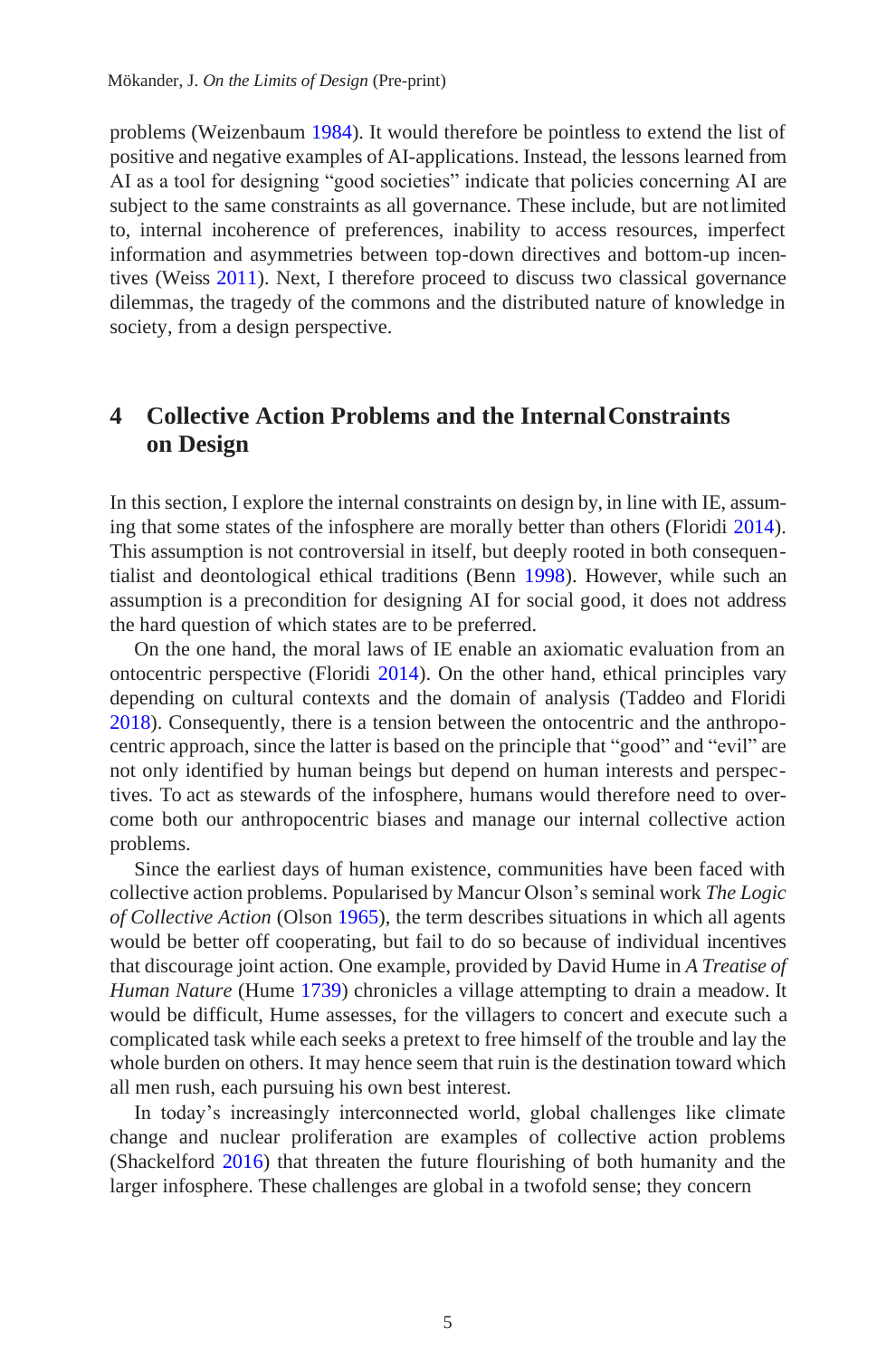problems (Weizenbaum 1984). It would therefore be pointless to extend the list of positive and negative examples of AI-applications. Instead, the lessons learned from AI as a tool for designing "good societies" indicate that policies concerning AI are subject to the same constraints as all governance. These include, but are not limited to, internal incoherence of preferences, inability to access resources, imperfect information and asymmetries between top-down directives and bottom-up incentives (Weiss 2011). Next, I therefore proceed to discuss two classical governance dilemmas, the tragedy of the commons and the distributed nature of knowledge in society, from a design perspective.

## 4 Collective Action Problems and the Internal Constraints on Design

In this section, I explore the internal constraints on design by, in line with IE, assuming that some states of the infosphere are morally better than others (Floridi 2014). This assumption is not controversial in itself, but deeply rooted in both consequentialist and deontological ethical traditions (Benn 1998). However, while such an assumption is a precondition for designing AI for social good, it does not address the hard question of which states are to be preferred.

On the one hand, the moral laws of IE enable an axiomatic evaluation from an ontocentric perspective (Floridi 2014). On the other hand, ethical principles vary depending on cultural contexts and the domain of analysis (Taddeo and Floridi 2018). Consequently, there is a tension between the ontocentric and the anthropocentric approach, since the latter is based on the principle that "good" and "evil" are not only identified by human beings but depend on human interests and perspectives. To act as stewards of the infosphere, humans would therefore need to overcome both our anthropocentric biases and manage our internal collective action problems.

Since the earliest days of human existence, communities have been faced with collective action problems. Popularised by Mancur Olson's seminal work *The Logic of Collective Action* (Olson 1965), the term describes situations in which all agents would be better off cooperating, but fail to do so because of individual incentives that discourage joint action. One example, provided by David Hume in *A Treatise of Human Nature* (Hume 1739) chronicles a village attempting to drain a meadow. It would be difficult, Hume assesses, for the villagers to concert and execute such a complicated task while each seeks a pretext to free himself of the trouble and lay the whole burden on others. It may hence seem that ruin is the destination toward which all men rush, each pursuing his own best interest.

In today's increasingly interconnected world, global challenges like climate change and nuclear proliferation are examples of collective action problems (Shackelford 2016) that threaten the future flourishing of both humanity and the larger infosphere. These challenges are global in a twofold sense; they concern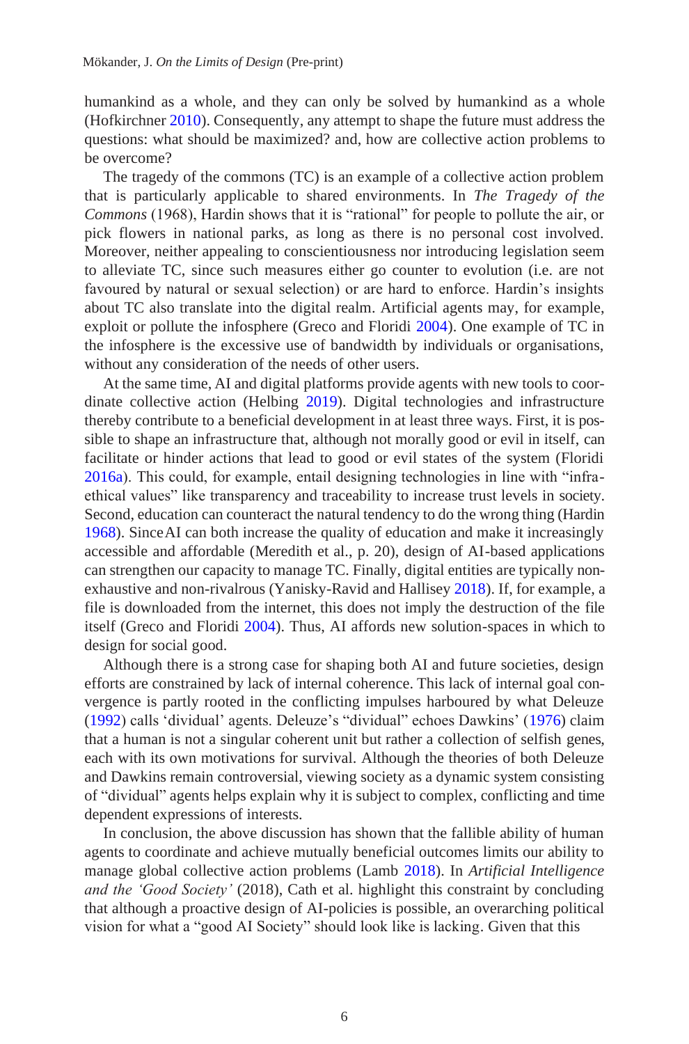humankind as a whole, and they can only be solved by humankind as a whole (Hofkirchner 2010). Consequently, any attempt to shape the future must address the questions: what should be maximized? and, how are collective action problems to be overcome?

The tragedy of the commons (TC) is an example of a collective action problem that is particularly applicable to shared environments. In *The Tragedy of the Commons* (1968), Hardin shows that it is "rational" for people to pollute the air, or pick flowers in national parks, as long as there is no personal cost involved. Moreover, neither appealing to conscientiousness nor introducing legislation seem to alleviate TC, since such measures either go counter to evolution (i.e. are not favoured by natural or sexual selection) or are hard to enforce. Hardin's insights about TC also translate into the digital realm. Artificial agents may, for example, exploit or pollute the infosphere (Greco and Floridi 2004). One example of TC in the infosphere is the excessive use of bandwidth by individuals or organisations, without any consideration of the needs of other users.

At the same time, AI and digital platforms provide agents with new tools to coordinate collective action (Helbing 2019). Digital technologies and infrastructure thereby contribute to a beneficial development in at least three ways. First, it is possible to shape an infrastructure that, although not morally good or evil in itself, can facilitate or hinder actions that lead to good or evil states of the system (Floridi 2016a). This could, for example, entail designing technologies in line with "infra-ethical values" like transparency and traceability to increase trust levels in society. Second, education can counteract the natural tendency to do the wrong thing (Hardin 1968). Since AI can both increase the quality of education and make it increasingly accessible and affordable (Meredith et al., p. 20), design of AI-based applications can strengthen our capacity to manage TC. Finally, digital entities are typically non-exhaustive and non-rivalrous (Yanisky-Ravid and Hallisey 2018). If, for example, a file is downloaded from the internet, this does not imply the destruction of the file itself (Greco and Floridi 2004). Thus, AI affords new solution-spaces in which to design for social good.

Although there is a strong case for shaping both AI and future societies, design efforts are constrained by lack of internal coherence. This lack of internal goal convergence is partly rooted in the conflicting impulses harboured by what Deleuze (1992) calls 'dividual' agents. Deleuze's "dividual" echoes Dawkins' (1976) claim that a human is not a singular coherent unit but rather a collection of selfish genes, each with its own motivations for survival. Although the theories of both Deleuze and Dawkins remain controversial, viewing society as a dynamic system consisting of "dividual" agents helps explain why it is subject to complex, conflicting and time dependent expressions of interests.

In conclusion, the above discussion has shown that the fallible ability of human agents to coordinate and achieve mutually beneficial outcomes limits our ability to manage global collective action problems (Lamb 2018). In *Artificial Intelligence and the 'Good Society'* (2018), Cath et al. highlight this constraint by concluding that although a proactive design of AI-policies is possible, an overarching political vision for what a "good AI Society" should look like is lacking. Given that this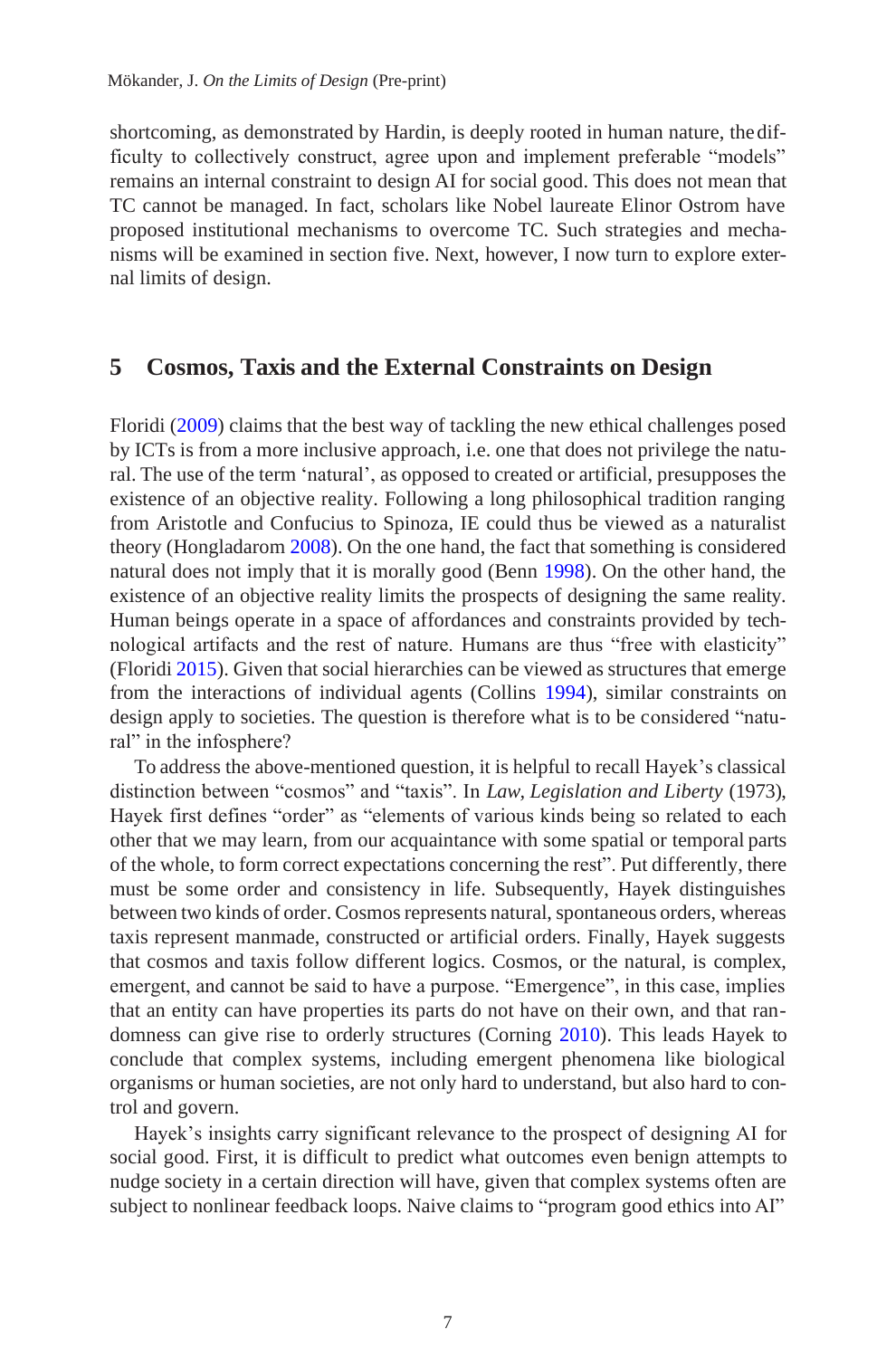shortcoming, as demonstrated by Hardin, is deeply rooted in human nature, the difficulty to collectively construct, agree upon and implement preferable "models" remains an internal constraint to design AI for social good. This does not mean that TC cannot be managed. In fact, scholars like Nobel laureate Elinor Ostrom have proposed institutional mechanisms to overcome TC. Such strategies and mechanisms will be examined in section five. Next, however, I now turn to explore external limits of design.

## 5 Cosmos, Taxis and the External Constraints on Design

Floridi (2009) claims that the best way of tackling the new ethical challenges posed by ICTs is from a more inclusive approach, i.e. one that does not privilege the natural. The use of the term 'natural', as opposed to created or artificial, presupposes the existence of an objective reality. Following a long philosophical tradition ranging from Aristotle and Confucius to Spinoza, IE could thus be viewed as a naturalist theory (Hongladarom 2008). On the one hand, the fact that something is considered natural does not imply that it is morally good (Benn 1998). On the other hand, the existence of an objective reality limits the prospects of designing the same reality. Human beings operate in a space of affordances and constraints provided by technological artifacts and the rest of nature. Humans are thus "free with elasticity" (Floridi 2015). Given that social hierarchies can be viewed as structures that emerge from the interactions of individual agents (Collins 1994), similar constraints on design apply to societies. The question is therefore what is to be considered "natural" in the infosphere?

To address the above-mentioned question, it is helpful to recall Hayek's classical distinction between "cosmos" and "taxis". In *Law, Legislation and Liberty* (1973), Hayek first defines "order" as "elements of various kinds being so related to each other that we may learn, from our acquaintance with some spatial or temporal parts of the whole, to form correct expectations concerning the rest". Put differently, there must be some order and consistency in life. Subsequently, Hayek distinguishes between two kinds of order. Cosmos represents natural, spontaneous orders, whereas taxis represent manmade, constructed or artificial orders. Finally, Hayek suggests that cosmos and taxis follow different logics. Cosmos, or the natural, is complex, emergent, and cannot be said to have a purpose. "Emergence", in this case, implies that an entity can have properties its parts do not have on their own, and that randomness can give rise to orderly structures (Corning 2010). This leads Hayek to conclude that complex systems, including emergent phenomena like biological organisms or human societies, are not only hard to understand, but also hard to control and govern.

Hayek's insights carry significant relevance to the prospect of designing AI for social good. First, it is difficult to predict what outcomes even benign attempts to nudge society in a certain direction will have, given that complex systems often are subject to nonlinear feedback loops. Naive claims to "program good ethics into AI"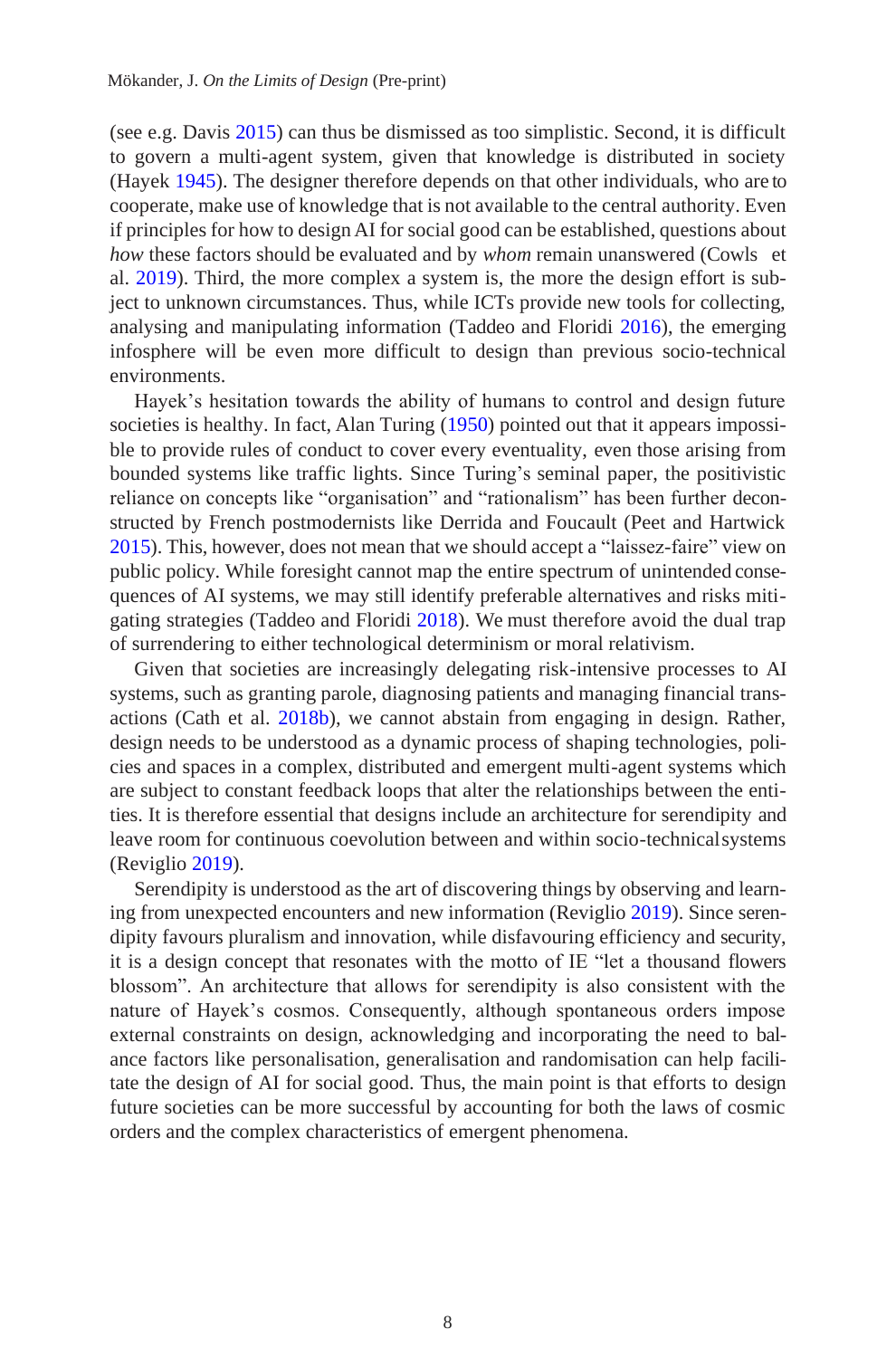(see e.g. Davis 2015) can thus be dismissed as too simplistic. Second, it is difficult to govern a multi-agent system, given that knowledge is distributed in society (Hayek 1945). The designer therefore depends on that other individuals, who are to cooperate, make use of knowledge that is not available to the central authority. Even if principles for how to design AI for social good can be established, questions about *how* these factors should be evaluated and by *whom* remain unanswered (Cowls et al. 2019). Third, the more complex a system is, the more the design effort is subject to unknown circumstances. Thus, while ICTs provide new tools for collecting, analysing and manipulating information (Taddeo and Floridi 2016), the emerging infosphere will be even more difficult to design than previous socio-technical environments.

Hayek's hesitation towards the ability of humans to control and design future societies is healthy. In fact, Alan Turing (1950) pointed out that it appears impossible to provide rules of conduct to cover every eventuality, even those arising from bounded systems like traffic lights. Since Turing's seminal paper, the positivistic reliance on concepts like "organisation" and "rationalism" has been further deconstructed by French postmodernists like Derrida and Foucault (Peet and Hartwick 2015). This, however, does not mean that we should accept a "laissez-faire" view on public policy. While foresight cannot map the entire spectrum of unintended consequences of AI systems, we may still identify preferable alternatives and risks mitigating strategies (Taddeo and Floridi 2018). We must therefore avoid the dual trap of surrendering to either technological determinism or moral relativism.

Given that societies are increasingly delegating risk-intensive processes to AI systems, such as granting parole, diagnosing patients and managing financial transactions (Cath et al. 2018b), we cannot abstain from engaging in design. Rather, design needs to be understood as a dynamic process of shaping technologies, policies and spaces in a complex, distributed and emergent multi-agent systems which are subject to constant feedback loops that alter the relationships between the entities. It is therefore essential that designs include an architecture for serendipity and leave room for continuous coevolution between and within socio-technical systems (Reviglio 2019).

Serendipity is understood as the art of discovering things by observing and learning from unexpected encounters and new information (Reviglio 2019). Since serendipity favours pluralism and innovation, while disfavouring efficiency and security, it is a design concept that resonates with the motto of IE "let a thousand flowers blossom". An architecture that allows for serendipity is also consistent with the nature of Hayek's cosmos. Consequently, although spontaneous orders impose external constraints on design, acknowledging and incorporating the need to balance factors like personalisation, generalisation and randomisation can help facilitate the design of AI for social good. Thus, the main point is that efforts to design future societies can be more successful by accounting for both the laws of cosmic orders and the complex characteristics of emergent phenomena.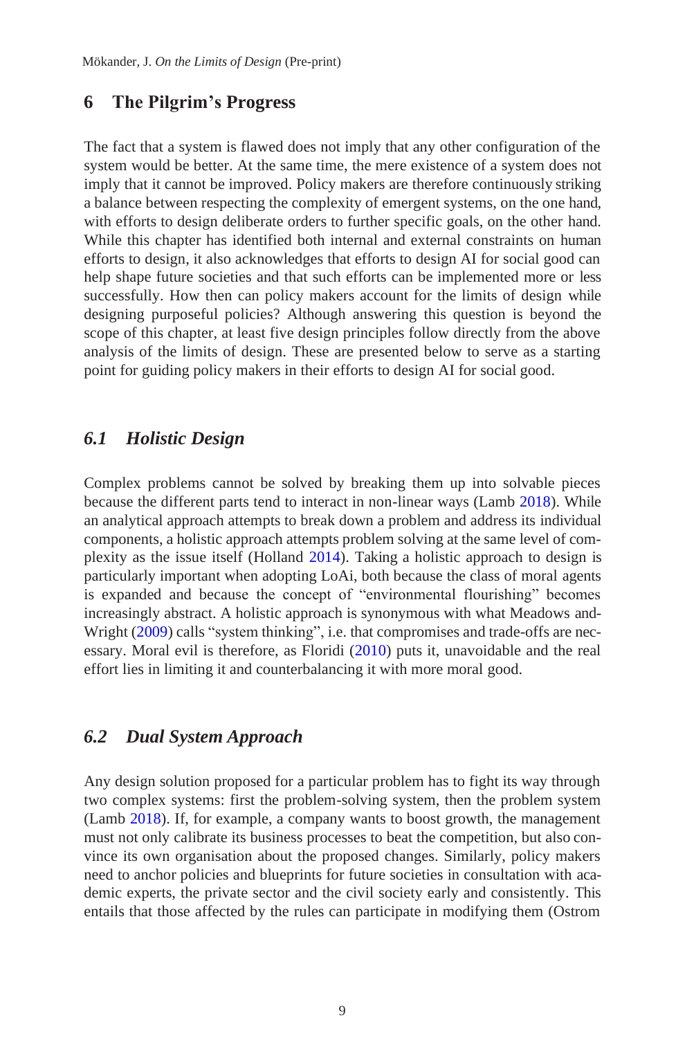## 6 The Pilgrim's Progress

The fact that a system is flawed does not imply that any other configuration of the system would be better. At the same time, the mere existence of a system does not imply that it cannot be improved. Policy makers are therefore continuously striking a balance between respecting the complexity of emergent systems, on the one hand, with efforts to design deliberate orders to further specific goals, on the other hand. While this chapter has identified both internal and external constraints on human efforts to design, it also acknowledges that efforts to design AI for social good can help shape future societies and that such efforts can be implemented more or less successfully. How then can policy makers account for the limits of design while designing purposeful policies? Although answering this question is beyond the scope of this chapter, at least five design principles follow directly from the above analysis of the limits of design. These are presented below to serve as a starting point for guiding policy makers in their efforts to design AI for social good.

### *6.1 Holistic Design*

Complex problems cannot be solved by breaking them up into solvable pieces because the different parts tend to interact in non-linear ways (Lamb 2018). While an analytical approach attempts to break down a problem and address its individual components, a holistic approach attempts problem solving at the same level of complexity as the issue itself (Holland 2014). Taking a holistic approach to design is particularly important when adopting LoAi, both because the class of moral agents is expanded and because the concept of "environmental flourishing" becomes increasingly abstract. A holistic approach is synonymous with what Meadows and Wright (2009) calls "system thinking", i.e. that compromises and trade-offs are necessary. Moral evil is therefore, as Floridi (2010) puts it, unavoidable and the real effort lies in limiting it and counterbalancing it with more moral good.

### *6.2 Dual System Approach*

Any design solution proposed for a particular problem has to fight its way through two complex systems: first the problem-solving system, then the problem system (Lamb 2018). If, for example, a company wants to boost growth, the management must not only calibrate its business processes to beat the competition, but also convince its own organisation about the proposed changes. Similarly, policy makers need to anchor policies and blueprints for future societies in consultation with academic experts, the private sector and the civil society early and consistently. This entails that those affected by the rules can participate in modifying them (Ostrom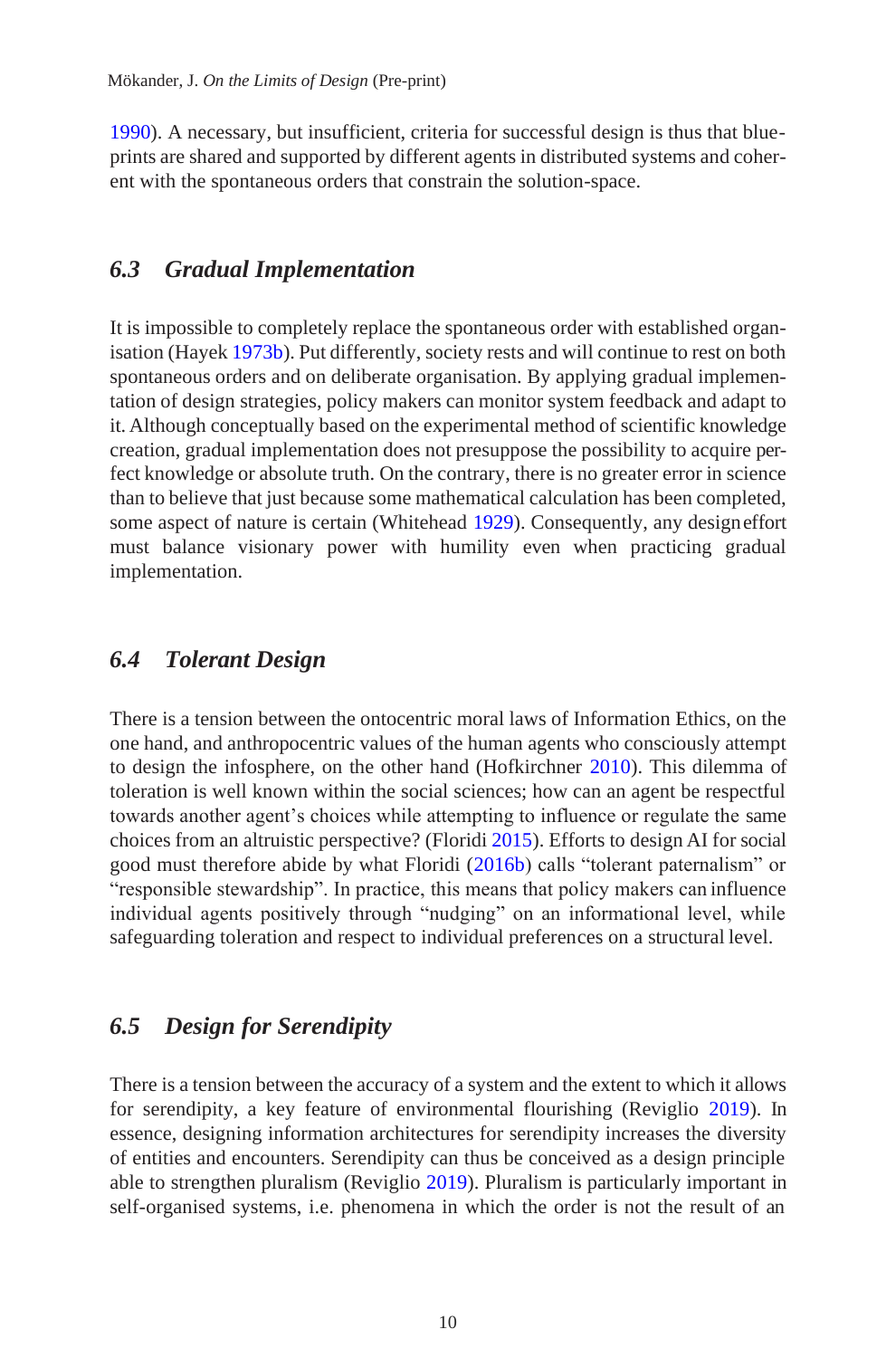1990). A necessary, but insufficient, criteria for successful design is thus that blueprints are shared and supported by different agents in distributed systems and coherent with the spontaneous orders that constrain the solution-space.

### *6.3 Gradual Implementation*

It is impossible to completely replace the spontaneous order with established organisation (Hayek 1973b). Put differently, society rests and will continue to rest on both spontaneous orders and on deliberate organisation. By applying gradual implementation of design strategies, policy makers can monitor system feedback and adapt to it. Although conceptually based on the experimental method of scientific knowledge creation, gradual implementation does not presuppose the possibility to acquire perfect knowledge or absolute truth. On the contrary, there is no greater error in science than to believe that just because some mathematical calculation has been completed, some aspect of nature is certain (Whitehead 1929). Consequently, any design effort must balance visionary power with humility even when practicing gradual implementation.

### *6.4 Tolerant Design*

There is a tension between the ontocentric moral laws of Information Ethics, on the one hand, and anthropocentric values of the human agents who consciously attempt to design the infosphere, on the other hand (Hofkirchner 2010). This dilemma of toleration is well known within the social sciences; how can an agent be respectful towards another agent's choices while attempting to influence or regulate the same choices from an altruistic perspective? (Floridi 2015). Efforts to design AI for social good must therefore abide by what Floridi (2016b) calls "tolerant paternalism" or "responsible stewardship". In practice, this means that policy makers can influence individual agents positively through "nudging" on an informational level, while safeguarding toleration and respect to individual preferences on a structural level.

### *6.5 Design for Serendipity*

There is a tension between the accuracy of a system and the extent to which it allows for serendipity, a key feature of environmental flourishing (Reviglio 2019). In essence, designing information architectures for serendipity increases the diversity of entities and encounters. Serendipity can thus be conceived as a design principle able to strengthen pluralism (Reviglio 2019). Pluralism is particularly important in self-organised systems, i.e. phenomena in which the order is not the result of an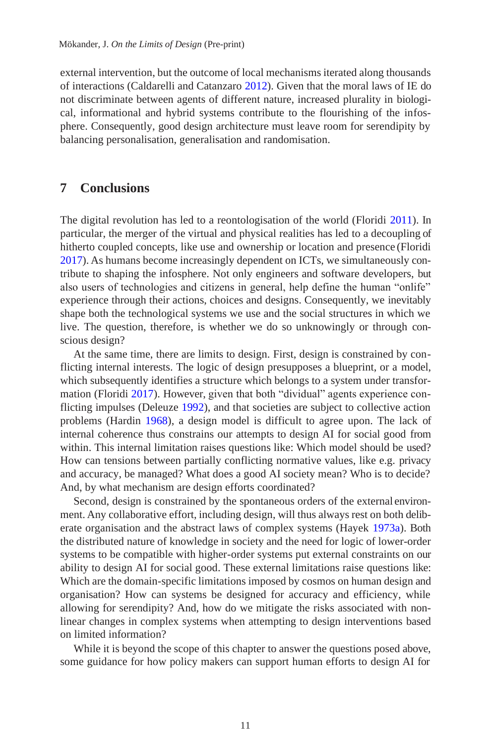external intervention, but the outcome of local mechanisms iterated along thousands of interactions (Caldarelli and Catanzaro 2012). Given that the moral laws of IE do not discriminate between agents of different nature, increased plurality in biological, informational and hybrid systems contribute to the flourishing of the infosphere. Consequently, good design architecture must leave room for serendipity by balancing personalisation, generalisation and randomisation.

## 7 Conclusions

The digital revolution has led to a reontologisation of the world (Floridi 2011). In particular, the merger of the virtual and physical realities has led to a decoupling of hitherto coupled concepts, like use and ownership or location and presence (Floridi 2017). As humans become increasingly dependent on ICTs, we simultaneously contribute to shaping the infosphere. Not only engineers and software developers, but also users of technologies and citizens in general, help define the human "onlife" experience through their actions, choices and designs. Consequently, we inevitably shape both the technological systems we use and the social structures in which we live. The question, therefore, is whether we do so unknowingly or through conscious design?

At the same time, there are limits to design. First, design is constrained by conflicting internal interests. The logic of design presupposes a blueprint, or a model, which subsequently identifies a structure which belongs to a system under transformation (Floridi 2017). However, given that both "dividual" agents experience conflicting impulses (Deleuze 1992), and that societies are subject to collective action problems (Hardin 1968), a design model is difficult to agree upon. The lack of internal coherence thus constrains our attempts to design AI for social good from within. This internal limitation raises questions like: Which model should be used? How can tensions between partially conflicting normative values, like e.g. privacy and accuracy, be managed? What does a good AI society mean? Who is to decide? And, by what mechanism are design efforts coordinated?

Second, design is constrained by the spontaneous orders of the external environment. Any collaborative effort, including design, will thus always rest on both deliberate organisation and the abstract laws of complex systems (Hayek 1973a). Both the distributed nature of knowledge in society and the need for logic of lower-order systems to be compatible with higher-order systems put external constraints on our ability to design AI for social good. These external limitations raise questions like: Which are the domain-specific limitations imposed by cosmos on human design and organisation? How can systems be designed for accuracy and efficiency, while allowing for serendipity? And, how do we mitigate the risks associated with non-linear changes in complex systems when attempting to design interventions based on limited information?

While it is beyond the scope of this chapter to answer the questions posed above, some guidance for how policy makers can support human efforts to design AI for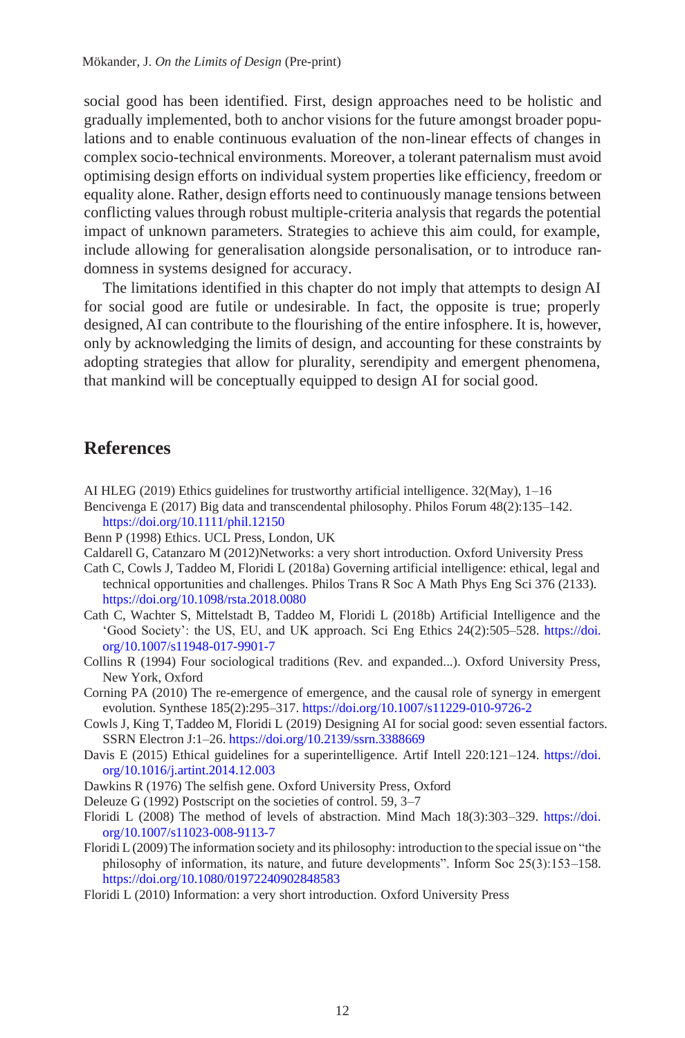social good has been identified. First, design approaches need to be holistic and gradually implemented, both to anchor visions for the future amongst broader populations and to enable continuous evaluation of the non-linear effects of changes in complex socio-technical environments. Moreover, a tolerant paternalism must avoid optimising design efforts on individual system properties like efficiency, freedom or equality alone. Rather, design efforts need to continuously manage tensions between conflicting values through robust multiple-criteria analysis that regards the potential impact of unknown parameters. Strategies to achieve this aim could, for example, include allowing for generalisation alongside personalisation, or to introduce randomness in systems designed for accuracy.

The limitations identified in this chapter do not imply that attempts to design AI for social good are futile or undesirable. In fact, the opposite is true; properly designed, AI can contribute to the flourishing of the entire infosphere. It is, however, only by acknowledging the limits of design, and accounting for these constraints by adopting strategies that allow for plurality, serendipity and emergent phenomena, that mankind will be conceptually equipped to design AI for social good.

## References

AI HLEG (2019) Ethics guidelines for trustworthy artificial intelligence. 32(May), 1–16

Bencivenga E (2017) Big data and transcendental philosophy. Philos Forum 48(2):135–142. https://doi.org/10.1111/phil.12150

Benn P (1998) Ethics. UCL Press, London, UK

Caldarell G, Catanzaro M (2012)Networks: a very short introduction. Oxford University Press

Cath C, Cowls J, Taddeo M, Floridi L (2018a) Governing artificial intelligence: ethical, legal and technical opportunities and challenges. Philos Trans R Soc A Math Phys Eng Sci 376 (2133). https://doi.org/10.1098/rsta.2018.0080

Cath C, Wachter S, Mittelstadt B, Taddeo M, Floridi L (2018b) Artificial Intelligence and the 'Good Society': the US, EU, and UK approach. Sci Eng Ethics 24(2):505–528. https://doi.org/10.1007/s11948-017-9901-7

Collins R (1994) Four sociological traditions (Rev. and expanded...). Oxford University Press, New York, Oxford

Corning PA (2010) The re-emergence of emergence, and the causal role of synergy in emergent evolution. Synthese 185(2):295–317. https://doi.org/10.1007/s11229-010-9726-2

Cowls J, King T, Taddeo M, Floridi L (2019) Designing AI for social good: seven essential factors. SSRN Electron J:1–26. https://doi.org/10.2139/ssrn.3388669

Davis E (2015) Ethical guidelines for a superintelligence. Artif Intell 220:121–124. https://doi.org/10.1016/j.artint.2014.12.003

Dawkins R (1976) The selfish gene. Oxford University Press, Oxford

Deleuze G (1992) Postscript on the societies of control. 59, 3–7

Floridi L (2008) The method of levels of abstraction. Mind Mach 18(3):303–329. https://doi.org/10.1007/s11023-008-9113-7

Floridi L (2009) The information society and its philosophy: introduction to the special issue on "the philosophy of information, its nature, and future developments". Inform Soc 25(3):153–158. https://doi.org/10.1080/01972240902848583

Floridi L (2010) Information: a very short introduction. Oxford University Press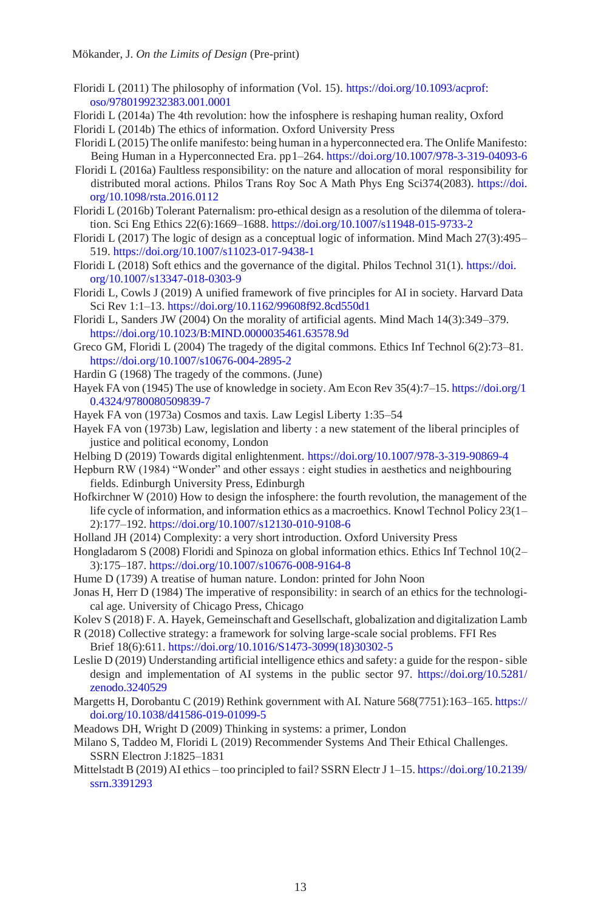Floridi L (2011) The philosophy of information (Vol. 15). https://doi.org/10.1093/acprof:oso/9780199232383.001.0001

Floridi L (2014a) The 4th revolution: how the infosphere is reshaping human reality, Oxford

Floridi L (2014b) The ethics of information. Oxford University Press

Floridi L (2015) The onlife manifesto: being human in a hyperconnected era. The Onlife Manifesto: Being Human in a Hyperconnected Era. pp1–264. https://doi.org/10.1007/978-3-319-04093-6

Floridi L (2016a) Faultless responsibility: on the nature and allocation of moral responsibility for distributed moral actions. Philos Trans Roy Soc A Math Phys Eng Sci374(2083). https://doi.org/10.1098/rsta.2016.0112

Floridi L (2016b) Tolerant Paternalism: pro-ethical design as a resolution of the dilemma of toleration. Sci Eng Ethics 22(6):1669–1688. https://doi.org/10.1007/s11948-015-9733-2

Floridi L (2017) The logic of design as a conceptual logic of information. Mind Mach 27(3):495–519. https://doi.org/10.1007/s11023-017-9438-1

Floridi L (2018) Soft ethics and the governance of the digital. Philos Technol 31(1). https://doi.org/10.1007/s13347-018-0303-9

Floridi L, Cowls J (2019) A unified framework of five principles for AI in society. Harvard Data Sci Rev 1:1–13. https://doi.org/10.1162/99608f92.8cd550d1

Floridi L, Sanders JW (2004) On the morality of artificial agents. Mind Mach 14(3):349–379. https://doi.org/10.1023/B:MIND.0000035461.63578.9d

Greco GM, Floridi L (2004) The tragedy of the digital commons. Ethics Inf Technol 6(2):73–81. https://doi.org/10.1007/s10676-004-2895-2

Hardin G (1968) The tragedy of the commons. (June)

Hayek FA von (1945) The use of knowledge in society. Am Econ Rev 35(4):7–15. https://doi.org/10.4324/9780080509839-7

Hayek FA von (1973a) Cosmos and taxis. Law Legisl Liberty 1:35–54

Hayek FA von (1973b) Law, legislation and liberty : a new statement of the liberal principles of justice and political economy, London

Helbing D (2019) Towards digital enlightenment. https://doi.org/10.1007/978-3-319-90869-4

Hepburn RW (1984) "Wonder" and other essays : eight studies in aesthetics and neighbouring fields. Edinburgh University Press, Edinburgh

Hofkirchner W (2010) How to design the infosphere: the fourth revolution, the management of the life cycle of information, and information ethics as a macroethics. Knowl Technol Policy 23(1–2):177–192. https://doi.org/10.1007/s12130-010-9108-6

Holland JH (2014) Complexity: a very short introduction. Oxford University Press

Hongladarom S (2008) Floridi and Spinoza on global information ethics. Ethics Inf Technol 10(2–3):175–187. https://doi.org/10.1007/s10676-008-9164-8

Hume D (1739) A treatise of human nature. London: printed for John Noon

Jonas H, Herr D (1984) The imperative of responsibility: in search of an ethics for the technological age. University of Chicago Press, Chicago

Kolev S (2018) F. A. Hayek, Gemeinschaft and Gesellschaft, globalization and digitalization Lamb R (2018) Collective strategy: a framework for solving large-scale social problems. FFI Res Brief 18(6):611. https://doi.org/10.1016/S1473-3099(18)30302-5

Leslie D (2019) Understanding artificial intelligence ethics and safety: a guide for the respon- sible design and implementation of AI systems in the public sector 97. https://doi.org/10.5281/zenodo.3240529

Margetts H, Dorobantu C (2019) Rethink government with AI. Nature 568(7751):163–165. https://doi.org/10.1038/d41586-019-01099-5

Meadows DH, Wright D (2009) Thinking in systems: a primer, London

Milano S, Taddeo M, Floridi L (2019) Recommender Systems And Their Ethical Challenges. SSRN Electron J:1825–1831

Mittelstadt B (2019) AI ethics – too principled to fail? SSRN Electr J 1–15. https://doi.org/10.2139/ssrn.3391293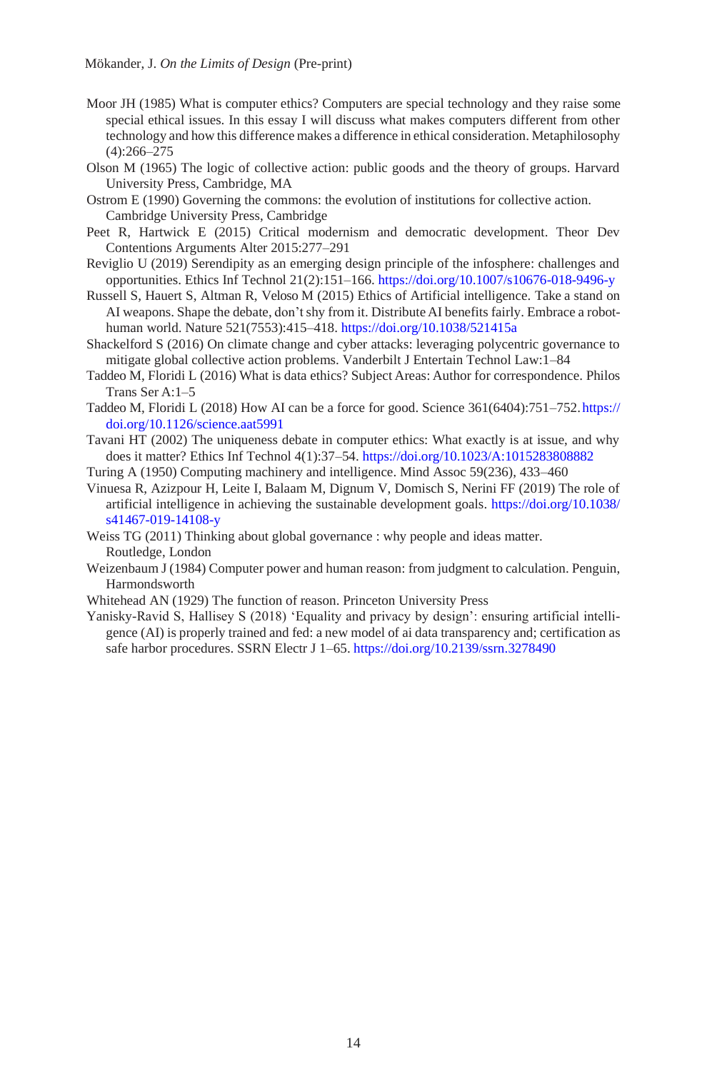Moor JH (1985) What is computer ethics? Computers are special technology and they raise some special ethical issues. In this essay I will discuss what makes computers different from other technology and how this difference makes a difference in ethical consideration. Metaphilosophy (4):266–275

Olson M (1965) The logic of collective action: public goods and the theory of groups. Harvard University Press, Cambridge, MA

Ostrom E (1990) Governing the commons: the evolution of institutions for collective action. Cambridge University Press, Cambridge

Peet R, Hartwick E (2015) Critical modernism and democratic development. Theor Dev Contentions Arguments Alter 2015:277–291

Reviglio U (2019) Serendipity as an emerging design principle of the infosphere: challenges and opportunities. Ethics Inf Technol 21(2):151–166. https://doi.org/10.1007/s10676-018-9496-y

Russell S, Hauert S, Altman R, Veloso M (2015) Ethics of Artificial intelligence. Take a stand on AI weapons. Shape the debate, don't shy from it. Distribute AI benefits fairly. Embrace a robot-human world. Nature 521(7553):415–418. https://doi.org/10.1038/521415a

Shackelford S (2016) On climate change and cyber attacks: leveraging polycentric governance to mitigate global collective action problems. Vanderbilt J Entertain Technol Law:1–84

Taddeo M, Floridi L (2016) What is data ethics? Subject Areas: Author for correspondence. Philos Trans Ser A:1–5

Taddeo M, Floridi L (2018) How AI can be a force for good. Science 361(6404):751–752. https://doi.org/10.1126/science.aat5991

Tavani HT (2002) The uniqueness debate in computer ethics: What exactly is at issue, and why does it matter? Ethics Inf Technol 4(1):37–54. https://doi.org/10.1023/A:1015283808882

Turing A (1950) Computing machinery and intelligence. Mind Assoc 59(236), 433–460

Vinuesa R, Azizpour H, Leite I, Balaam M, Dignum V, Domisch S, Nerini FF (2019) The role of artificial intelligence in achieving the sustainable development goals. https://doi.org/10.1038/s41467-019-14108-y

Weiss TG (2011) Thinking about global governance : why people and ideas matter. Routledge, London

Weizenbaum J (1984) Computer power and human reason: from judgment to calculation. Penguin, Harmondsworth

Whitehead AN (1929) The function of reason. Princeton University Press

Yanisky-Ravid S, Hallisey S (2018) 'Equality and privacy by design': ensuring artificial intelligence (AI) is properly trained and fed: a new model of ai data transparency and; certification as safe harbor procedures. SSRN Electr J 1–65. https://doi.org/10.2139/ssrn.3278490